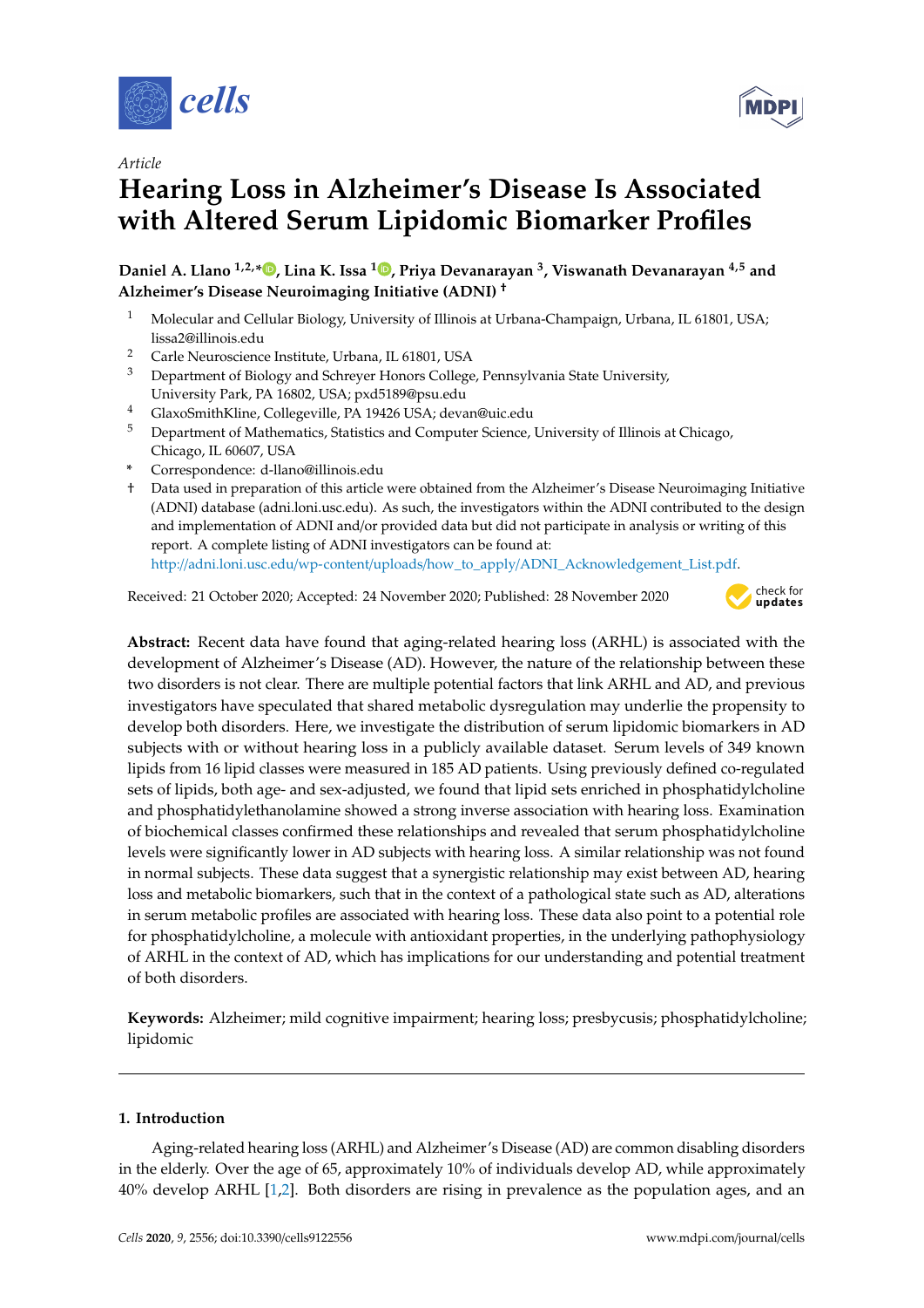Article

# Hearing Loss in Alzheimer's Disease Is Associated with Altered Serum Lipidomic Biomarker Profiles

**Daniel A. Llano [1,2,*], Lina K. Issa [1], Priya Devanarayan [3], Viswanath Devanarayan [4,5] and Alzheimer's Disease Neuroimaging Initiative (ADNI) [†]**

1. Molecular and Cellular Biology, University of Illinois at Urbana-Champaign, Urbana, IL 61801, USA; lissa2@illinois.edu
2. Carle Neuroscience Institute, Urbana, IL 61801, USA
3. Department of Biology and Schreyer Honors College, Pennsylvania State University, University Park, PA 16802, USA; pxd5189@psu.edu
4. GlaxoSmithKline, Collegeville, PA 19426 USA; devan@uic.edu
5. Department of Mathematics, Statistics and Computer Science, University of Illinois at Chicago, Chicago, IL 60607, USA

\* Correspondence: d-llano@illinois.edu

† Data used in preparation of this article were obtained from the Alzheimer's Disease Neuroimaging Initiative (ADNI) database (adni.loni.usc.edu). As such, the investigators within the ADNI contributed to the design and implementation of ADNI and/or provided data but did not participate in analysis or writing of this report. A complete listing of ADNI investigators can be found at: http://adni.loni.usc.edu/wp-content/uploads/how_to_apply/ADNI_Acknowledgement_List.pdf.

Received: 21 October 2020; Accepted: 24 November 2020; Published: 28 November 2020

**Abstract:** Recent data have found that aging-related hearing loss (ARHL) is associated with the development of Alzheimer's Disease (AD). However, the nature of the relationship between these two disorders is not clear. There are multiple potential factors that link ARHL and AD, and previous investigators have speculated that shared metabolic dysregulation may underlie the propensity to develop both disorders. Here, we investigate the distribution of serum lipidomic biomarkers in AD subjects with or without hearing loss in a publicly available dataset. Serum levels of 349 known lipids from 16 lipid classes were measured in 185 AD patients. Using previously defined co-regulated sets of lipids, both age- and sex-adjusted, we found that lipid sets enriched in phosphatidylcholine and phosphatidylethanolamine showed a strong inverse association with hearing loss. Examination of biochemical classes confirmed these relationships and revealed that serum phosphatidylcholine levels were significantly lower in AD subjects with hearing loss. A similar relationship was not found in normal subjects. These data suggest that a synergistic relationship may exist between AD, hearing loss and metabolic biomarkers, such that in the context of a pathological state such as AD, alterations in serum metabolic profiles are associated with hearing loss. These data also point to a potential role for phosphatidylcholine, a molecule with antioxidant properties, in the underlying pathophysiology of ARHL in the context of AD, which has implications for our understanding and potential treatment of both disorders.

**Keywords:** Alzheimer; mild cognitive impairment; hearing loss; presbycusis; phosphatidylcholine; lipidomic

## 1. Introduction

Aging-related hearing loss (ARHL) and Alzheimer's Disease (AD) are common disabling disorders in the elderly. Over the age of 65, approximately 10% of individuals develop AD, while approximately 40% develop ARHL [1,2]. Both disorders are rising in prevalence as the population ages, and an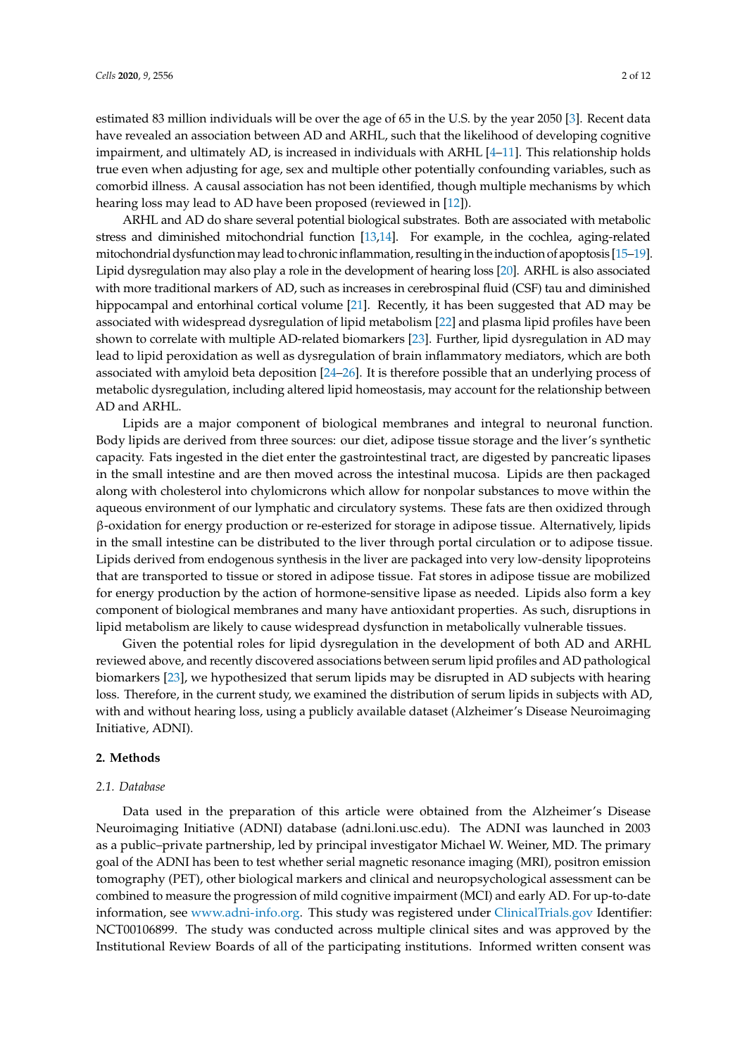estimated 83 million individuals will be over the age of 65 in the U.S. by the year 2050 [3]. Recent data have revealed an association between AD and ARHL, such that the likelihood of developing cognitive impairment, and ultimately AD, is increased in individuals with ARHL [4–11]. This relationship holds true even when adjusting for age, sex and multiple other potentially confounding variables, such as comorbid illness. A causal association has not been identified, though multiple mechanisms by which hearing loss may lead to AD have been proposed (reviewed in [12]).

ARHL and AD do share several potential biological substrates. Both are associated with metabolic stress and diminished mitochondrial function [13,14]. For example, in the cochlea, aging-related mitochondrial dysfunction may lead to chronic inflammation, resulting in the induction of apoptosis [15–19]. Lipid dysregulation may also play a role in the development of hearing loss [20]. ARHL is also associated with more traditional markers of AD, such as increases in cerebrospinal fluid (CSF) tau and diminished hippocampal and entorhinal cortical volume [21]. Recently, it has been suggested that AD may be associated with widespread dysregulation of lipid metabolism [22] and plasma lipid profiles have been shown to correlate with multiple AD-related biomarkers [23]. Further, lipid dysregulation in AD may lead to lipid peroxidation as well as dysregulation of brain inflammatory mediators, which are both associated with amyloid beta deposition [24–26]. It is therefore possible that an underlying process of metabolic dysregulation, including altered lipid homeostasis, may account for the relationship between AD and ARHL.

Lipids are a major component of biological membranes and integral to neuronal function. Body lipids are derived from three sources: our diet, adipose tissue storage and the liver's synthetic capacity. Fats ingested in the diet enter the gastrointestinal tract, are digested by pancreatic lipases in the small intestine and are then moved across the intestinal mucosa. Lipids are then packaged along with cholesterol into chylomicrons which allow for nonpolar substances to move within the aqueous environment of our lymphatic and circulatory systems. These fats are then oxidized through β-oxidation for energy production or re-esterized for storage in adipose tissue. Alternatively, lipids in the small intestine can be distributed to the liver through portal circulation or to adipose tissue. Lipids derived from endogenous synthesis in the liver are packaged into very low-density lipoproteins that are transported to tissue or stored in adipose tissue. Fat stores in adipose tissue are mobilized for energy production by the action of hormone-sensitive lipase as needed. Lipids also form a key component of biological membranes and many have antioxidant properties. As such, disruptions in lipid metabolism are likely to cause widespread dysfunction in metabolically vulnerable tissues.

Given the potential roles for lipid dysregulation in the development of both AD and ARHL reviewed above, and recently discovered associations between serum lipid profiles and AD pathological biomarkers [23], we hypothesized that serum lipids may be disrupted in AD subjects with hearing loss. Therefore, in the current study, we examined the distribution of serum lipids in subjects with AD, with and without hearing loss, using a publicly available dataset (Alzheimer's Disease Neuroimaging Initiative, ADNI).

## 2. Methods

### *2.1. Database*

Data used in the preparation of this article were obtained from the Alzheimer's Disease Neuroimaging Initiative (ADNI) database (adni.loni.usc.edu). The ADNI was launched in 2003 as a public–private partnership, led by principal investigator Michael W. Weiner, MD. The primary goal of the ADNI has been to test whether serial magnetic resonance imaging (MRI), positron emission tomography (PET), other biological markers and clinical and neuropsychological assessment can be combined to measure the progression of mild cognitive impairment (MCI) and early AD. For up-to-date information, see www.adni-info.org. This study was registered under ClinicalTrials.gov Identifier: NCT00106899. The study was conducted across multiple clinical sites and was approved by the Institutional Review Boards of all of the participating institutions. Informed written consent was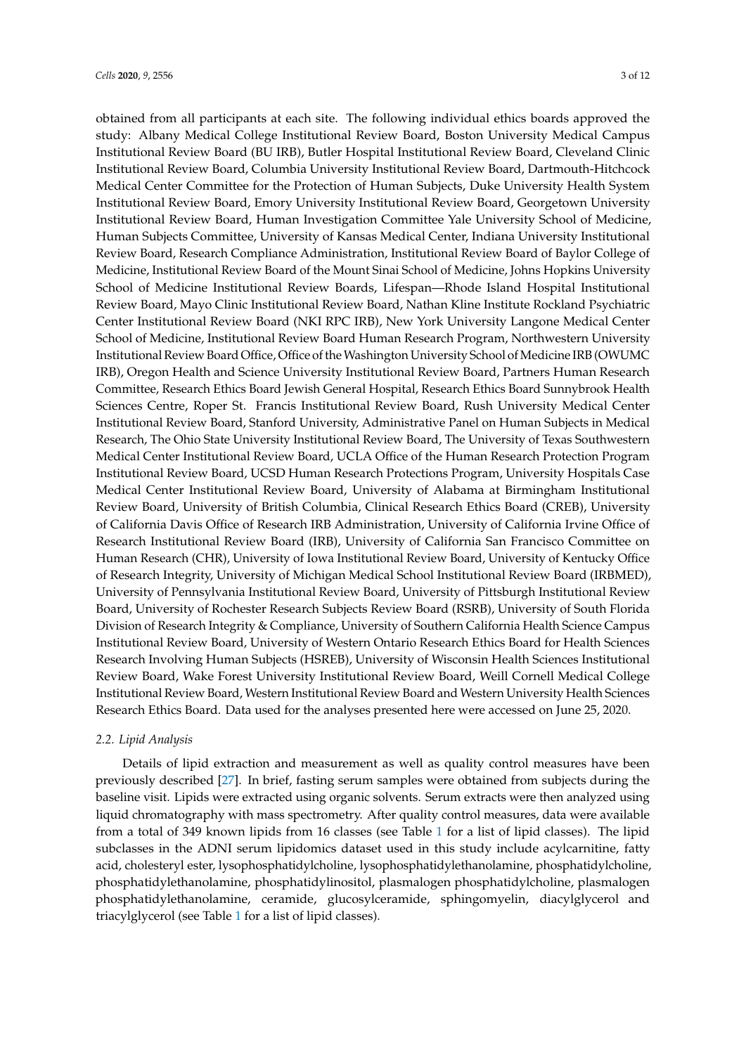obtained from all participants at each site. The following individual ethics boards approved the study: Albany Medical College Institutional Review Board, Boston University Medical Campus Institutional Review Board (BU IRB), Butler Hospital Institutional Review Board, Cleveland Clinic Institutional Review Board, Columbia University Institutional Review Board, Dartmouth-Hitchcock Medical Center Committee for the Protection of Human Subjects, Duke University Health System Institutional Review Board, Emory University Institutional Review Board, Georgetown University Institutional Review Board, Human Investigation Committee Yale University School of Medicine, Human Subjects Committee, University of Kansas Medical Center, Indiana University Institutional Review Board, Research Compliance Administration, Institutional Review Board of Baylor College of Medicine, Institutional Review Board of the Mount Sinai School of Medicine, Johns Hopkins University School of Medicine Institutional Review Boards, Lifespan—Rhode Island Hospital Institutional Review Board, Mayo Clinic Institutional Review Board, Nathan Kline Institute Rockland Psychiatric Center Institutional Review Board (NKI RPC IRB), New York University Langone Medical Center School of Medicine, Institutional Review Board Human Research Program, Northwestern University Institutional Review Board Office, Office of the Washington University School of Medicine IRB (OWUMC IRB), Oregon Health and Science University Institutional Review Board, Partners Human Research Committee, Research Ethics Board Jewish General Hospital, Research Ethics Board Sunnybrook Health Sciences Centre, Roper St. Francis Institutional Review Board, Rush University Medical Center Institutional Review Board, Stanford University, Administrative Panel on Human Subjects in Medical Research, The Ohio State University Institutional Review Board, The University of Texas Southwestern Medical Center Institutional Review Board, UCLA Office of the Human Research Protection Program Institutional Review Board, UCSD Human Research Protections Program, University Hospitals Case Medical Center Institutional Review Board, University of Alabama at Birmingham Institutional Review Board, University of British Columbia, Clinical Research Ethics Board (CREB), University of California Davis Office of Research IRB Administration, University of California Irvine Office of Research Institutional Review Board (IRB), University of California San Francisco Committee on Human Research (CHR), University of Iowa Institutional Review Board, University of Kentucky Office of Research Integrity, University of Michigan Medical School Institutional Review Board (IRBMED), University of Pennsylvania Institutional Review Board, University of Pittsburgh Institutional Review Board, University of Rochester Research Subjects Review Board (RSRB), University of South Florida Division of Research Integrity & Compliance, University of Southern California Health Science Campus Institutional Review Board, University of Western Ontario Research Ethics Board for Health Sciences Research Involving Human Subjects (HSREB), University of Wisconsin Health Sciences Institutional Review Board, Wake Forest University Institutional Review Board, Weill Cornell Medical College Institutional Review Board, Western Institutional Review Board and Western University Health Sciences Research Ethics Board. Data used for the analyses presented here were accessed on June 25, 2020.

### *2.2. Lipid Analysis*

Details of lipid extraction and measurement as well as quality control measures have been previously described [27]. In brief, fasting serum samples were obtained from subjects during the baseline visit. Lipids were extracted using organic solvents. Serum extracts were then analyzed using liquid chromatography with mass spectrometry. After quality control measures, data were available from a total of 349 known lipids from 16 classes (see Table 1 for a list of lipid classes). The lipid subclasses in the ADNI serum lipidomics dataset used in this study include acylcarnitine, fatty acid, cholesteryl ester, lysophosphatidylcholine, lysophosphatidylethanolamine, phosphatidylcholine, phosphatidylethanolamine, phosphatidylinositol, plasmalogen phosphatidylcholine, plasmalogen phosphatidylethanolamine, ceramide, glucosylceramide, sphingomyelin, diacylglycerol and triacylglycerol (see Table 1 for a list of lipid classes).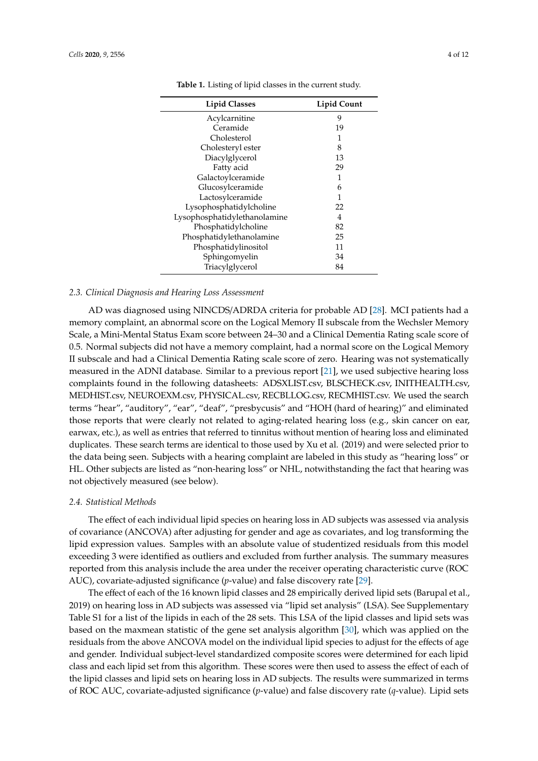**Table 1.** Listing of lipid classes in the current study.

| Lipid Classes | Lipid Count |
|---|---|
| Acylcarnitine | 9 |
| Ceramide | 19 |
| Cholesterol | 1 |
| Cholesteryl ester | 8 |
| Diacylglycerol | 13 |
| Fatty acid | 29 |
| Galactoylceramide | 1 |
| Glucosylceramide | 6 |
| Lactosylceramide | 1 |
| Lysophosphatidylcholine | 22 |
| Lysophosphatidylethanolamine | 4 |
| Phosphatidylcholine | 82 |
| Phosphatidylethanolamine | 25 |
| Phosphatidylinositol | 11 |
| Sphingomyelin | 34 |
| Triacylglycerol | 84 |

### 2.3. Clinical Diagnosis and Hearing Loss Assessment

AD was diagnosed using NINCDS/ADRDA criteria for probable AD [28]. MCI patients had a memory complaint, an abnormal score on the Logical Memory II subscale from the Wechsler Memory Scale, a Mini-Mental Status Exam score between 24–30 and a Clinical Dementia Rating scale score of 0.5. Normal subjects did not have a memory complaint, had a normal score on the Logical Memory II subscale and had a Clinical Dementia Rating scale score of zero. Hearing was not systematically measured in the ADNI database. Similar to a previous report [21], we used subjective hearing loss complaints found in the following datasheets: ADSXLIST.csv, BLSCHECK.csv, INITHEALTH.csv, MEDHIST.csv, NEUROEXM.csv, PHYSICAL.csv, RECBLLOG.csv, RECMHIST.csv. We used the search terms "hear", "auditory", "ear", "deaf", "presbycusis" and "HOH (hard of hearing)" and eliminated those reports that were clearly not related to aging-related hearing loss (e.g., skin cancer on ear, earwax, etc.), as well as entries that referred to tinnitus without mention of hearing loss and eliminated duplicates. These search terms are identical to those used by Xu et al. (2019) and were selected prior to the data being seen. Subjects with a hearing complaint are labeled in this study as "hearing loss" or HL. Other subjects are listed as "non-hearing loss" or NHL, notwithstanding the fact that hearing was not objectively measured (see below).

### 2.4. Statistical Methods

The effect of each individual lipid species on hearing loss in AD subjects was assessed via analysis of covariance (ANCOVA) after adjusting for gender and age as covariates, and log transforming the lipid expression values. Samples with an absolute value of studentized residuals from this model exceeding 3 were identified as outliers and excluded from further analysis. The summary measures reported from this analysis include the area under the receiver operating characteristic curve (ROC AUC), covariate-adjusted significance (*p*-value) and false discovery rate [29].

The effect of each of the 16 known lipid classes and 28 empirically derived lipid sets (Barupal et al., 2019) on hearing loss in AD subjects was assessed via "lipid set analysis" (LSA). See Supplementary Table S1 for a list of the lipids in each of the 28 sets. This LSA of the lipid classes and lipid sets was based on the maxmean statistic of the gene set analysis algorithm [30], which was applied on the residuals from the above ANCOVA model on the individual lipid species to adjust for the effects of age and gender. Individual subject-level standardized composite scores were determined for each lipid class and each lipid set from this algorithm. These scores were then used to assess the effect of each of the lipid classes and lipid sets on hearing loss in AD subjects. The results were summarized in terms of ROC AUC, covariate-adjusted significance (*p*-value) and false discovery rate (*q*-value). Lipid sets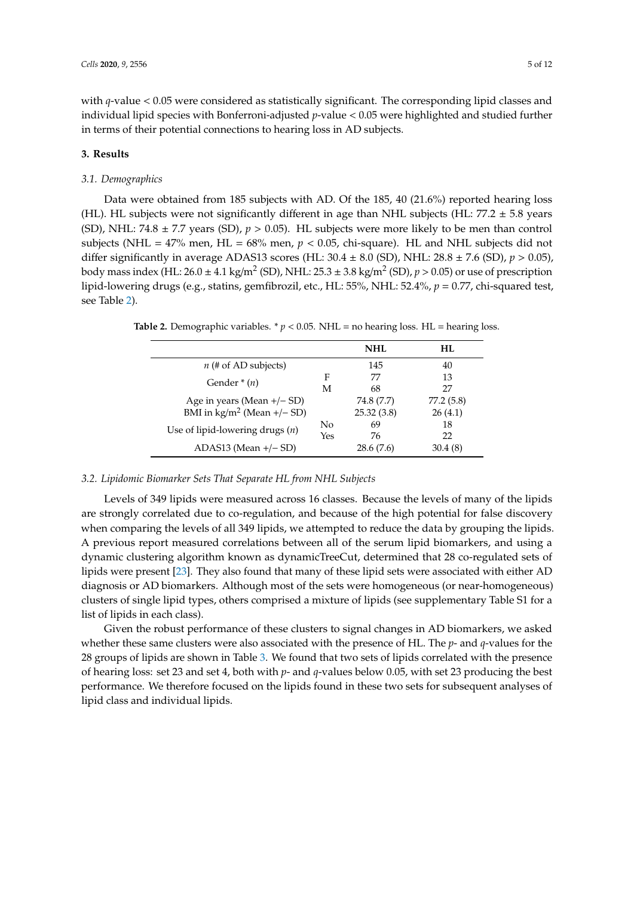with $q$-value < 0.05 were considered as statistically significant. The corresponding lipid classes and individual lipid species with Bonferroni-adjusted $p$-value < 0.05 were highlighted and studied further in terms of their potential connections to hearing loss in AD subjects.

## 3. Results

### 3.1. Demographics

Data were obtained from 185 subjects with AD. Of the 185, 40 (21.6%) reported hearing loss (HL). HL subjects were not significantly different in age than NHL subjects (HL: 77.2 ± 5.8 years (SD), NHL: 74.8 ± 7.7 years (SD), $p > 0.05$). HL subjects were more likely to be men than control subjects (NHL = 47% men, HL = 68% men, $p < 0.05$, chi-square). HL and NHL subjects did not differ significantly in average ADAS13 scores (HL: 30.4 ± 8.0 (SD), NHL: 28.8 ± 7.6 (SD), $p > 0.05$), body mass index (HL: 26.0 ± 4.1 kg/m$^2$ (SD), NHL: 25.3 ± 3.8 kg/m$^2$ (SD), $p > 0.05$) or use of prescription lipid-lowering drugs (e.g., statins, gemfibrozil, etc., HL: 55%, NHL: 52.4%, $p = 0.77$, chi-squared test, see Table 2).

**Table 2.** Demographic variables. * $p < 0.05$. NHL = no hearing loss. HL = hearing loss.

| | | NHL | HL |
|---|---|---|---|
| $n$ (# of AD subjects) | | 145 | 40 |
| Gender * ($n$) | F | 77 | 13 |
| | M | 68 | 27 |
| Age in years (Mean +/− SD) | | 74.8 (7.7) | 77.2 (5.8) |
| BMI in kg/m$^2$ (Mean +/− SD) | | 25.32 (3.8) | 26 (4.1) |
| Use of lipid-lowering drugs ($n$) | No | 69 | 18 |
| | Yes | 76 | 22 |
| ADAS13 (Mean +/− SD) | | 28.6 (7.6) | 30.4 (8) |

### 3.2. Lipidomic Biomarker Sets That Separate HL from NHL Subjects

Levels of 349 lipids were measured across 16 classes. Because the levels of many of the lipids are strongly correlated due to co-regulation, and because of the high potential for false discovery when comparing the levels of all 349 lipids, we attempted to reduce the data by grouping the lipids. A previous report measured correlations between all of the serum lipid biomarkers, and using a dynamic clustering algorithm known as dynamicTreeCut, determined that 28 co-regulated sets of lipids were present [23]. They also found that many of these lipid sets were associated with either AD diagnosis or AD biomarkers. Although most of the sets were homogeneous (or near-homogeneous) clusters of single lipid types, others comprised a mixture of lipids (see supplementary Table S1 for a list of lipids in each class).

Given the robust performance of these clusters to signal changes in AD biomarkers, we asked whether these same clusters were also associated with the presence of HL. The $p$- and $q$-values for the 28 groups of lipids are shown in Table 3. We found that two sets of lipids correlated with the presence of hearing loss: set 23 and set 4, both with $p$- and $q$-values below 0.05, with set 23 producing the best performance. We therefore focused on the lipids found in these two sets for subsequent analyses of lipid class and individual lipids.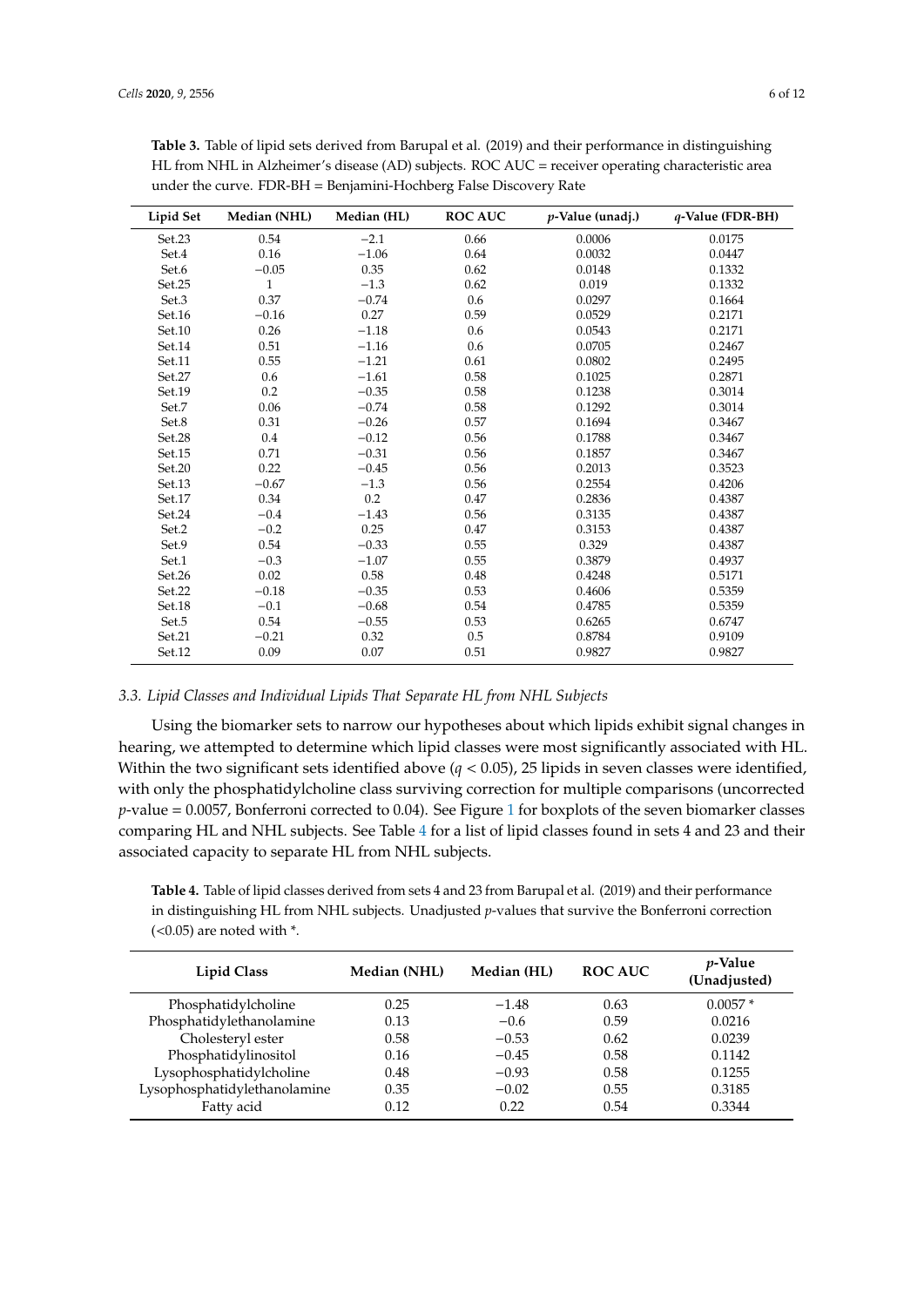**Table 3.** Table of lipid sets derived from Barupal et al. (2019) and their performance in distinguishing HL from NHL in Alzheimer's disease (AD) subjects. ROC AUC = receiver operating characteristic area under the curve. FDR-BH = Benjamini-Hochberg False Discovery Rate

| Lipid Set | Median (NHL) | Median (HL) | ROC AUC | *p*-Value (unadj.) | *q*-Value (FDR-BH) |
|---|---|---|---|---|---|
| Set.23 | 0.54 | −2.1 | 0.66 | 0.0006 | 0.0175 |
| Set.4 | 0.16 | −1.06 | 0.64 | 0.0032 | 0.0447 |
| Set.6 | −0.05 | 0.35 | 0.62 | 0.0148 | 0.1332 |
| Set.25 | 1 | −1.3 | 0.62 | 0.019 | 0.1332 |
| Set.3 | 0.37 | −0.74 | 0.6 | 0.0297 | 0.1664 |
| Set.16 | −0.16 | 0.27 | 0.59 | 0.0529 | 0.2171 |
| Set.10 | 0.26 | −1.18 | 0.6 | 0.0543 | 0.2171 |
| Set.14 | 0.51 | −1.16 | 0.6 | 0.0705 | 0.2467 |
| Set.11 | 0.55 | −1.21 | 0.61 | 0.0802 | 0.2495 |
| Set.27 | 0.6 | −1.61 | 0.58 | 0.1025 | 0.2871 |
| Set.19 | 0.2 | −0.35 | 0.58 | 0.1238 | 0.3014 |
| Set.7 | 0.06 | −0.74 | 0.58 | 0.1292 | 0.3014 |
| Set.8 | 0.31 | −0.26 | 0.57 | 0.1694 | 0.3467 |
| Set.28 | 0.4 | −0.12 | 0.56 | 0.1788 | 0.3467 |
| Set.15 | 0.71 | −0.31 | 0.56 | 0.1857 | 0.3467 |
| Set.20 | 0.22 | −0.45 | 0.56 | 0.2013 | 0.3523 |
| Set.13 | −0.67 | −1.3 | 0.56 | 0.2554 | 0.4206 |
| Set.17 | 0.34 | 0.2 | 0.47 | 0.2836 | 0.4387 |
| Set.24 | −0.4 | −1.43 | 0.56 | 0.3135 | 0.4387 |
| Set.2 | −0.2 | 0.25 | 0.47 | 0.3153 | 0.4387 |
| Set.9 | 0.54 | −0.33 | 0.55 | 0.329 | 0.4387 |
| Set.1 | −0.3 | −1.07 | 0.55 | 0.3879 | 0.4937 |
| Set.26 | 0.02 | 0.58 | 0.48 | 0.4248 | 0.5171 |
| Set.22 | −0.18 | −0.35 | 0.53 | 0.4606 | 0.5359 |
| Set.18 | −0.1 | −0.68 | 0.54 | 0.4785 | 0.5359 |
| Set.5 | 0.54 | −0.55 | 0.53 | 0.6265 | 0.6747 |
| Set.21 | −0.21 | 0.32 | 0.5 | 0.8784 | 0.9109 |
| Set.12 | 0.09 | 0.07 | 0.51 | 0.9827 | 0.9827 |

### 3.3. Lipid Classes and Individual Lipids That Separate HL from NHL Subjects

Using the biomarker sets to narrow our hypotheses about which lipids exhibit signal changes in hearing, we attempted to determine which lipid classes were most significantly associated with HL. Within the two significant sets identified above ($q < 0.05$), 25 lipids in seven classes were identified, with only the phosphatidylcholine class surviving correction for multiple comparisons (uncorrected *p*-value = 0.0057, Bonferroni corrected to 0.04). See Figure 1 for boxplots of the seven biomarker classes comparing HL and NHL subjects. See Table 4 for a list of lipid classes found in sets 4 and 23 and their associated capacity to separate HL from NHL subjects.

**Table 4.** Table of lipid classes derived from sets 4 and 23 from Barupal et al. (2019) and their performance in distinguishing HL from NHL subjects. Unadjusted *p*-values that survive the Bonferroni correction (<0.05) are noted with *.

| Lipid Class | Median (NHL) | Median (HL) | ROC AUC | *p*-Value (Unadjusted) |
|---|---|---|---|---|
| Phosphatidylcholine | 0.25 | −1.48 | 0.63 | 0.0057 * |
| Phosphatidylethanolamine | 0.13 | −0.6 | 0.59 | 0.0216 |
| Cholesteryl ester | 0.58 | −0.53 | 0.62 | 0.0239 |
| Phosphatidylinositol | 0.16 | −0.45 | 0.58 | 0.1142 |
| Lysophosphatidylcholine | 0.48 | −0.93 | 0.58 | 0.1255 |
| Lysophosphatidylethanolamine | 0.35 | −0.02 | 0.55 | 0.3185 |
| Fatty acid | 0.12 | 0.22 | 0.54 | 0.3344 |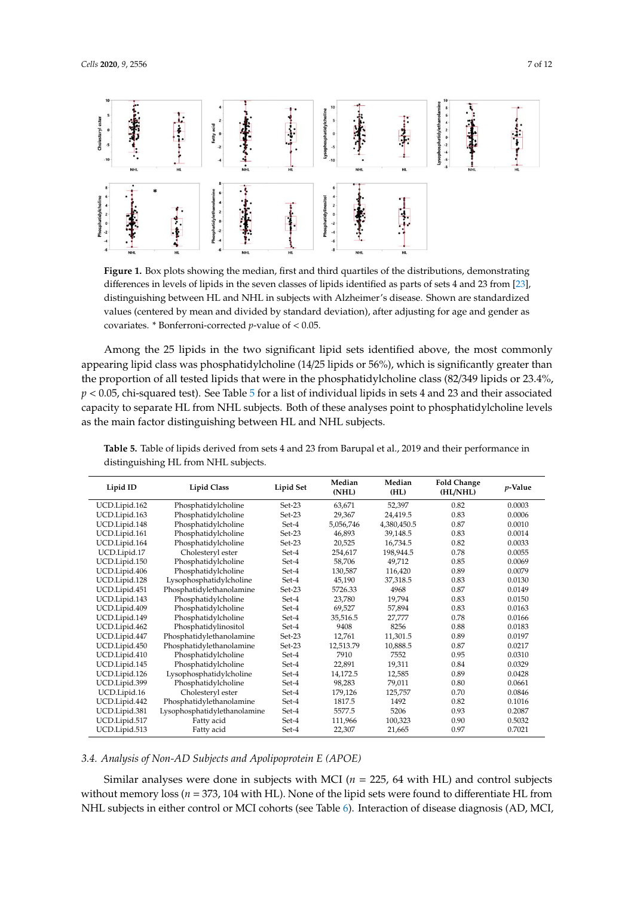**Figure 1.** Box plots showing the median, first and third quartiles of the distributions, demonstrating differences in levels of lipids in the seven classes of lipids identified as parts of sets 4 and 23 from [23], distinguishing between HL and NHL in subjects with Alzheimer's disease. Shown are standardized values (centered by mean and divided by standard deviation), after adjusting for age and gender as covariates. * Bonferroni-corrected *p*-value of < 0.05.

Among the 25 lipids in the two significant lipid sets identified above, the most commonly appearing lipid class was phosphatidylcholine (14/25 lipids or 56%), which is significantly greater than the proportion of all tested lipids that were in the phosphatidylcholine class (82/349 lipids or 23.4%, $p < 0.05$, chi-squared test). See Table 5 for a list of individual lipids in sets 4 and 23 and their associated capacity to separate HL from NHL subjects. Both of these analyses point to phosphatidylcholine levels as the main factor distinguishing between HL and NHL subjects.

**Table 5.** Table of lipids derived from sets 4 and 23 from Barupal et al., 2019 and their performance in distinguishing HL from NHL subjects.

| Lipid ID | Lipid Class | Lipid Set | Median (NHL) | Median (HL) | Fold Change (HL/NHL) | *p*-Value |
|---|---|---|---|---|---|---|
| UCD.Lipid.162 | Phosphatidylcholine | Set-23 | 63,671 | 52,397 | 0.82 | 0.0003 |
| UCD.Lipid.163 | Phosphatidylcholine | Set-23 | 29,367 | 24,419.5 | 0.83 | 0.0006 |
| UCD.Lipid.148 | Phosphatidylcholine | Set-4 | 5,056,746 | 4,380,450.5 | 0.87 | 0.0010 |
| UCD.Lipid.161 | Phosphatidylcholine | Set-23 | 46,893 | 39,148.5 | 0.83 | 0.0014 |
| UCD.Lipid.164 | Phosphatidylcholine | Set-23 | 20,525 | 16,734.5 | 0.82 | 0.0033 |
| UCD.Lipid.17 | Cholesteryl ester | Set-4 | 254,617 | 198,944.5 | 0.78 | 0.0055 |
| UCD.Lipid.150 | Phosphatidylcholine | Set-4 | 58,706 | 49,712 | 0.85 | 0.0069 |
| UCD.Lipid.406 | Phosphatidylcholine | Set-4 | 130,587 | 116,420 | 0.89 | 0.0079 |
| UCD.Lipid.128 | Lysophosphatidylcholine | Set-4 | 45,190 | 37,318.5 | 0.83 | 0.0130 |
| UCD.Lipid.451 | Phosphatidylethanolamine | Set-23 | 5726.33 | 4968 | 0.87 | 0.0149 |
| UCD.Lipid.143 | Phosphatidylcholine | Set-4 | 23,780 | 19,794 | 0.83 | 0.0150 |
| UCD.Lipid.409 | Phosphatidylcholine | Set-4 | 69,527 | 57,894 | 0.83 | 0.0163 |
| UCD.Lipid.149 | Phosphatidylcholine | Set-4 | 35,516.5 | 27,777 | 0.78 | 0.0166 |
| UCD.Lipid.462 | Phosphatidylinositol | Set-4 | 9408 | 8256 | 0.88 | 0.0183 |
| UCD.Lipid.447 | Phosphatidylethanolamine | Set-23 | 12,761 | 11,301.5 | 0.89 | 0.0197 |
| UCD.Lipid.450 | Phosphatidylethanolamine | Set-23 | 12,513.79 | 10,888.5 | 0.87 | 0.0217 |
| UCD.Lipid.410 | Phosphatidylcholine | Set-4 | 7910 | 7552 | 0.95 | 0.0310 |
| UCD.Lipid.145 | Phosphatidylcholine | Set-4 | 22,891 | 19,311 | 0.84 | 0.0329 |
| UCD.Lipid.126 | Lysophosphatidylcholine | Set-4 | 14,172.5 | 12,585 | 0.89 | 0.0428 |
| UCD.Lipid.399 | Phosphatidylcholine | Set-4 | 98,283 | 79,011 | 0.80 | 0.0661 |
| UCD.Lipid.16 | Cholesteryl ester | Set-4 | 179,126 | 125,757 | 0.70 | 0.0846 |
| UCD.Lipid.442 | Phosphatidylethanolamine | Set-4 | 1817.5 | 1492 | 0.82 | 0.1016 |
| UCD.Lipid.381 | Lysophosphatidylethanolamine | Set-4 | 5577.5 | 5206 | 0.93 | 0.2087 |
| UCD.Lipid.517 | Fatty acid | Set-4 | 111,966 | 100,323 | 0.90 | 0.5032 |
| UCD.Lipid.513 | Fatty acid | Set-4 | 22,307 | 21,665 | 0.97 | 0.7021 |

### 3.4. Analysis of Non-AD Subjects and Apolipoprotein E (APOE)

Similar analyses were done in subjects with MCI ($n$ = 225, 64 with HL) and control subjects without memory loss ($n$ = 373, 104 with HL). None of the lipid sets were found to differentiate HL from NHL subjects in either control or MCI cohorts (see Table 6). Interaction of disease diagnosis (AD, MCI,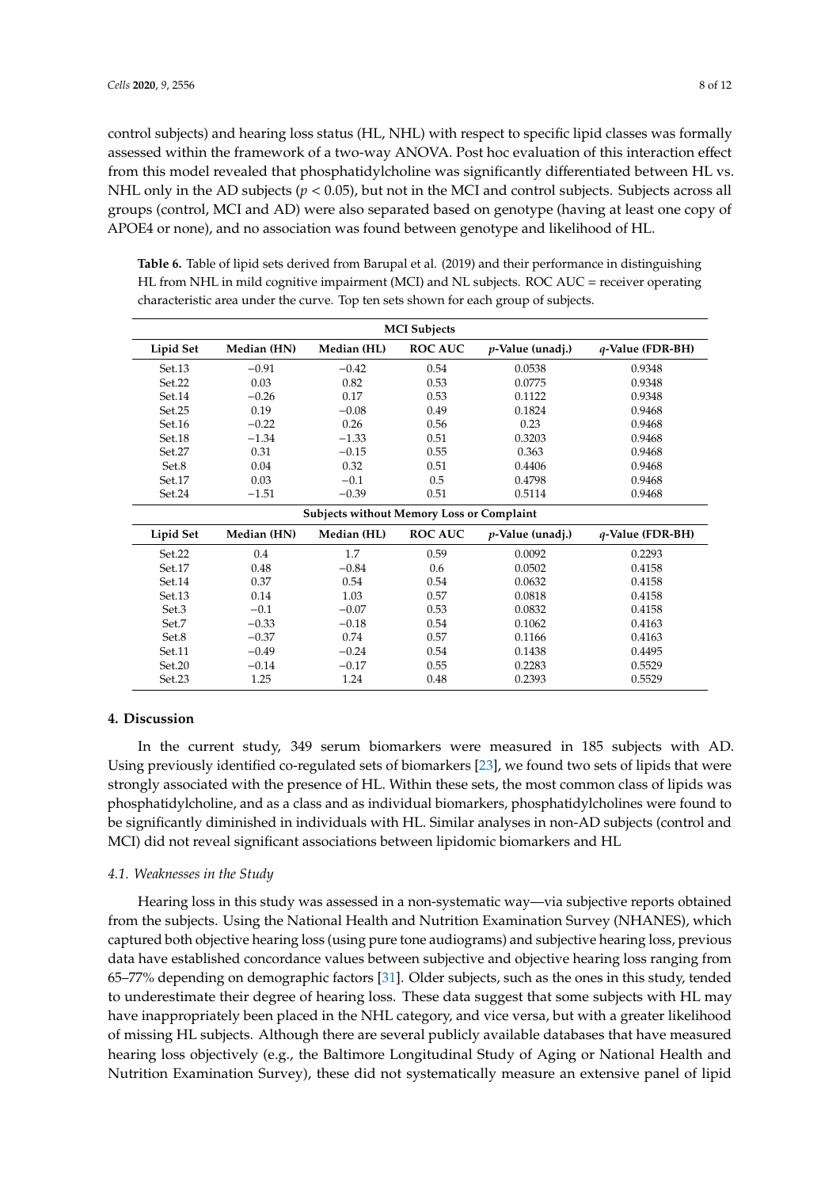control subjects) and hearing loss status (HL, NHL) with respect to specific lipid classes was formally assessed within the framework of a two-way ANOVA. Post hoc evaluation of this interaction effect from this model revealed that phosphatidylcholine was significantly differentiated between HL vs. NHL only in the AD subjects ($p < 0.05$), but not in the MCI and control subjects. Subjects across all groups (control, MCI and AD) were also separated based on genotype (having at least one copy of APOE4 or none), and no association was found between genotype and likelihood of HL.

**Table 6.** Table of lipid sets derived from Barupal et al. (2019) and their performance in distinguishing HL from NHL in mild cognitive impairment (MCI) and NL subjects. ROC AUC = receiver operating characteristic area under the curve. Top ten sets shown for each group of subjects.

| **MCI Subjects** | | | | | |
|---|---|---|---|---|---|
| **Lipid Set** | **Median (HN)** | **Median (HL)** | **ROC AUC** | ***p*-Value (unadj.)** | ***q*-Value (FDR-BH)** |
| Set.13 | −0.91 | −0.42 | 0.54 | 0.0538 | 0.9348 |
| Set.22 | 0.03 | 0.82 | 0.53 | 0.0775 | 0.9348 |
| Set.14 | −0.26 | 0.17 | 0.53 | 0.1122 | 0.9348 |
| Set.25 | 0.19 | −0.08 | 0.49 | 0.1824 | 0.9468 |
| Set.16 | −0.22 | 0.26 | 0.56 | 0.23 | 0.9468 |
| Set.18 | −1.34 | −1.33 | 0.51 | 0.3203 | 0.9468 |
| Set.27 | 0.31 | −0.15 | 0.55 | 0.363 | 0.9468 |
| Set.8 | 0.04 | 0.32 | 0.51 | 0.4406 | 0.9468 |
| Set.17 | 0.03 | −0.1 | 0.5 | 0.4798 | 0.9468 |
| Set.24 | −1.51 | −0.39 | 0.51 | 0.5114 | 0.9468 |
| **Subjects without Memory Loss or Complaint** | | | | | |
| **Lipid Set** | **Median (HN)** | **Median (HL)** | **ROC AUC** | ***p*-Value (unadj.)** | ***q*-Value (FDR-BH)** |
| Set.22 | 0.4 | 1.7 | 0.59 | 0.0092 | 0.2293 |
| Set.17 | 0.48 | −0.84 | 0.6 | 0.0502 | 0.4158 |
| Set.14 | 0.37 | 0.54 | 0.54 | 0.0632 | 0.4158 |
| Set.13 | 0.14 | 1.03 | 0.57 | 0.0818 | 0.4158 |
| Set.3 | −0.1 | −0.07 | 0.53 | 0.0832 | 0.4158 |
| Set.7 | −0.33 | −0.18 | 0.54 | 0.1062 | 0.4163 |
| Set.8 | −0.37 | 0.74 | 0.57 | 0.1166 | 0.4163 |
| Set.11 | −0.49 | −0.24 | 0.54 | 0.1438 | 0.4495 |
| Set.20 | −0.14 | −0.17 | 0.55 | 0.2283 | 0.5529 |
| Set.23 | 1.25 | 1.24 | 0.48 | 0.2393 | 0.5529 |

## 4. Discussion

In the current study, 349 serum biomarkers were measured in 185 subjects with AD. Using previously identified co-regulated sets of biomarkers [23], we found two sets of lipids that were strongly associated with the presence of HL. Within these sets, the most common class of lipids was phosphatidylcholine, and as a class and as individual biomarkers, phosphatidylcholines were found to be significantly diminished in individuals with HL. Similar analyses in non-AD subjects (control and MCI) did not reveal significant associations between lipidomic biomarkers and HL

### *4.1. Weaknesses in the Study*

Hearing loss in this study was assessed in a non-systematic way—via subjective reports obtained from the subjects. Using the National Health and Nutrition Examination Survey (NHANES), which captured both objective hearing loss (using pure tone audiograms) and subjective hearing loss, previous data have established concordance values between subjective and objective hearing loss ranging from 65–77% depending on demographic factors [31]. Older subjects, such as the ones in this study, tended to underestimate their degree of hearing loss. These data suggest that some subjects with HL may have inappropriately been placed in the NHL category, and vice versa, but with a greater likelihood of missing HL subjects. Although there are several publicly available databases that have measured hearing loss objectively (e.g., the Baltimore Longitudinal Study of Aging or National Health and Nutrition Examination Survey), these did not systematically measure an extensive panel of lipid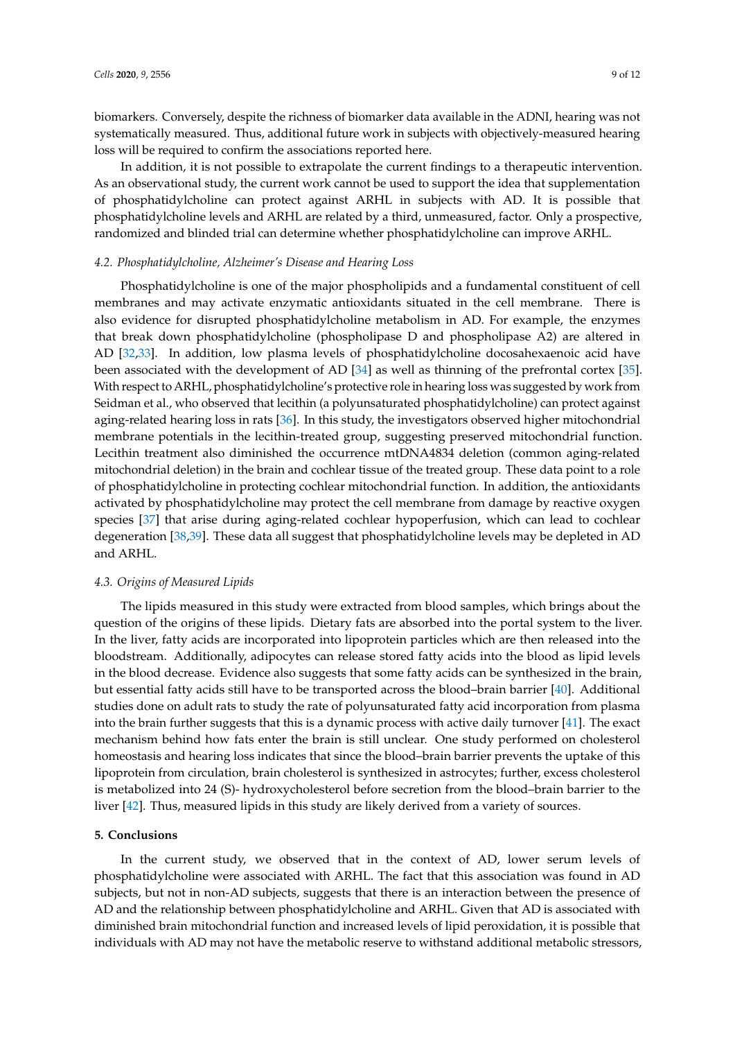biomarkers. Conversely, despite the richness of biomarker data available in the ADNI, hearing was not systematically measured. Thus, additional future work in subjects with objectively-measured hearing loss will be required to confirm the associations reported here.

In addition, it is not possible to extrapolate the current findings to a therapeutic intervention. As an observational study, the current work cannot be used to support the idea that supplementation of phosphatidylcholine can protect against ARHL in subjects with AD. It is possible that phosphatidylcholine levels and ARHL are related by a third, unmeasured, factor. Only a prospective, randomized and blinded trial can determine whether phosphatidylcholine can improve ARHL.

### 4.2. Phosphatidylcholine, Alzheimer's Disease and Hearing Loss

Phosphatidylcholine is one of the major phospholipids and a fundamental constituent of cell membranes and may activate enzymatic antioxidants situated in the cell membrane. There is also evidence for disrupted phosphatidylcholine metabolism in AD. For example, the enzymes that break down phosphatidylcholine (phospholipase D and phospholipase A2) are altered in AD [32,33]. In addition, low plasma levels of phosphatidylcholine docosahexaenoic acid have been associated with the development of AD [34] as well as thinning of the prefrontal cortex [35]. With respect to ARHL, phosphatidylcholine's protective role in hearing loss was suggested by work from Seidman et al., who observed that lecithin (a polyunsaturated phosphatidylcholine) can protect against aging-related hearing loss in rats [36]. In this study, the investigators observed higher mitochondrial membrane potentials in the lecithin-treated group, suggesting preserved mitochondrial function. Lecithin treatment also diminished the occurrence mtDNA4834 deletion (common aging-related mitochondrial deletion) in the brain and cochlear tissue of the treated group. These data point to a role of phosphatidylcholine in protecting cochlear mitochondrial function. In addition, the antioxidants activated by phosphatidylcholine may protect the cell membrane from damage by reactive oxygen species [37] that arise during aging-related cochlear hypoperfusion, which can lead to cochlear degeneration [38,39]. These data all suggest that phosphatidylcholine levels may be depleted in AD and ARHL.

### 4.3. Origins of Measured Lipids

The lipids measured in this study were extracted from blood samples, which brings about the question of the origins of these lipids. Dietary fats are absorbed into the portal system to the liver. In the liver, fatty acids are incorporated into lipoprotein particles which are then released into the bloodstream. Additionally, adipocytes can release stored fatty acids into the blood as lipid levels in the blood decrease. Evidence also suggests that some fatty acids can be synthesized in the brain, but essential fatty acids still have to be transported across the blood–brain barrier [40]. Additional studies done on adult rats to study the rate of polyunsaturated fatty acid incorporation from plasma into the brain further suggests that this is a dynamic process with active daily turnover [41]. The exact mechanism behind how fats enter the brain is still unclear. One study performed on cholesterol homeostasis and hearing loss indicates that since the blood–brain barrier prevents the uptake of this lipoprotein from circulation, brain cholesterol is synthesized in astrocytes; further, excess cholesterol is metabolized into 24 (S)- hydroxycholesterol before secretion from the blood–brain barrier to the liver [42]. Thus, measured lipids in this study are likely derived from a variety of sources.

## 5. Conclusions

In the current study, we observed that in the context of AD, lower serum levels of phosphatidylcholine were associated with ARHL. The fact that this association was found in AD subjects, but not in non-AD subjects, suggests that there is an interaction between the presence of AD and the relationship between phosphatidylcholine and ARHL. Given that AD is associated with diminished brain mitochondrial function and increased levels of lipid peroxidation, it is possible that individuals with AD may not have the metabolic reserve to withstand additional metabolic stressors,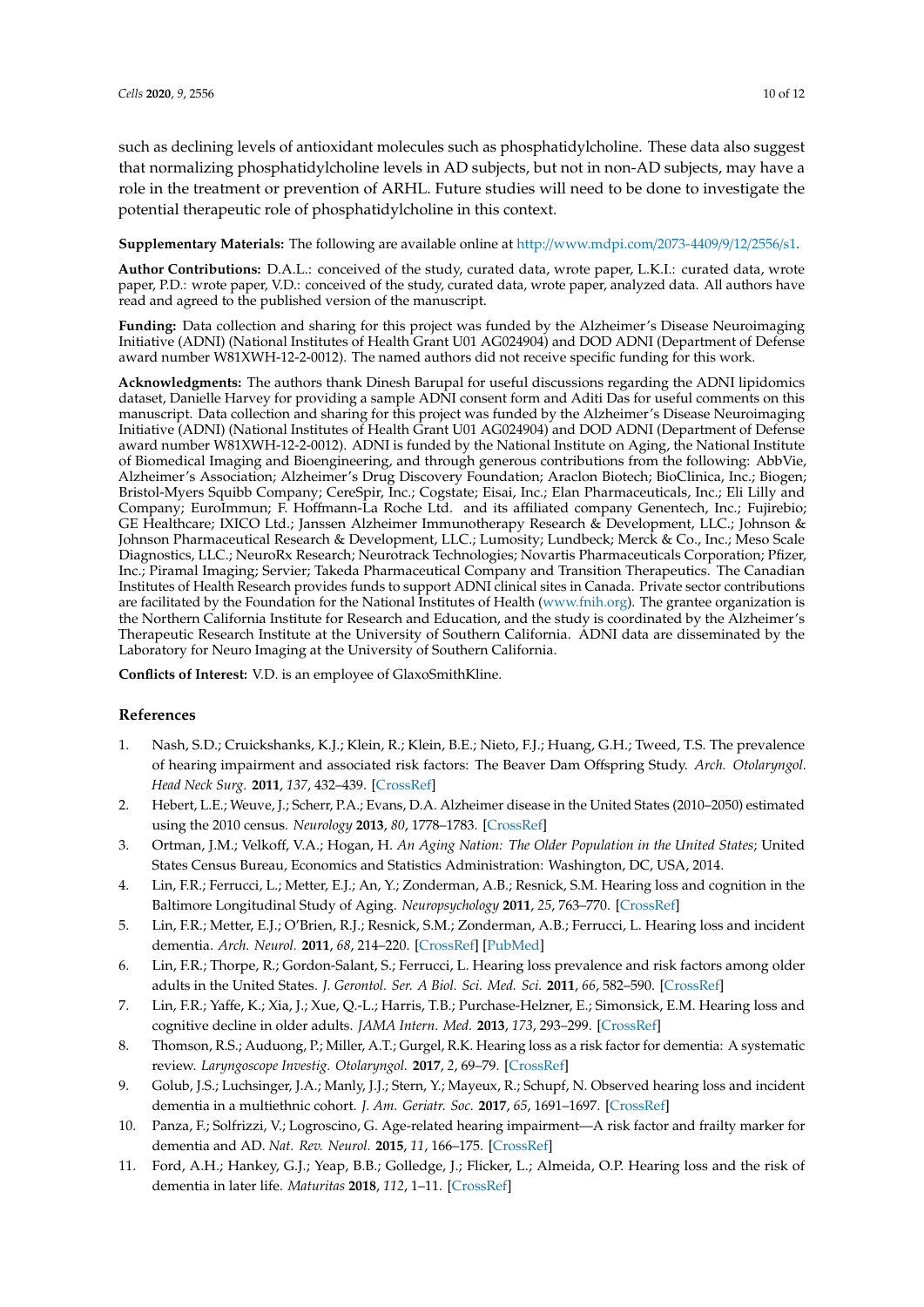such as declining levels of antioxidant molecules such as phosphatidylcholine. These data also suggest that normalizing phosphatidylcholine levels in AD subjects, but not in non-AD subjects, may have a role in the treatment or prevention of ARHL. Future studies will need to be done to investigate the potential therapeutic role of phosphatidylcholine in this context.

**Supplementary Materials:** The following are available online at http://www.mdpi.com/2073-4409/9/12/2556/s1.

**Author Contributions:** D.A.L.: conceived of the study, curated data, wrote paper, L.K.I.: curated data, wrote paper, P.D.: wrote paper, V.D.: conceived of the study, curated data, wrote paper, analyzed data. All authors have read and agreed to the published version of the manuscript.

**Funding:** Data collection and sharing for this project was funded by the Alzheimer's Disease Neuroimaging Initiative (ADNI) (National Institutes of Health Grant U01 AG024904) and DOD ADNI (Department of Defense award number W81XWH-12-2-0012). The named authors did not receive specific funding for this work.

**Acknowledgments:** The authors thank Dinesh Barupal for useful discussions regarding the ADNI lipidomics dataset, Danielle Harvey for providing a sample ADNI consent form and Aditi Das for useful comments on this manuscript. Data collection and sharing for this project was funded by the Alzheimer's Disease Neuroimaging Initiative (ADNI) (National Institutes of Health Grant U01 AG024904) and DOD ADNI (Department of Defense award number W81XWH-12-2-0012). ADNI is funded by the National Institute on Aging, the National Institute of Biomedical Imaging and Bioengineering, and through generous contributions from the following: AbbVie, Alzheimer's Association; Alzheimer's Drug Discovery Foundation; Araclon Biotech; BioClinica, Inc.; Biogen; Bristol-Myers Squibb Company; CereSpir, Inc.; Cogstate; Eisai, Inc.; Elan Pharmaceuticals, Inc.; Eli Lilly and Company; EuroImmun; F. Hoffmann-La Roche Ltd. and its affiliated company Genentech, Inc.; Fujirebio; GE Healthcare; IXICO Ltd.; Janssen Alzheimer Immunotherapy Research & Development, LLC.; Johnson & Johnson Pharmaceutical Research & Development, LLC.; Lumosity; Lundbeck; Merck & Co., Inc.; Meso Scale Diagnostics, LLC.; NeuroRx Research; Neurotrack Technologies; Novartis Pharmaceuticals Corporation; Pfizer, Inc.; Piramal Imaging; Servier; Takeda Pharmaceutical Company and Transition Therapeutics. The Canadian Institutes of Health Research provides funds to support ADNI clinical sites in Canada. Private sector contributions are facilitated by the Foundation for the National Institutes of Health (www.fnih.org). The grantee organization is the Northern California Institute for Research and Education, and the study is coordinated by the Alzheimer's Therapeutic Research Institute at the University of Southern California. ADNI data are disseminated by the Laboratory for Neuro Imaging at the University of Southern California.

**Conflicts of Interest:** V.D. is an employee of GlaxoSmithKline.

## References

1. Nash, S.D.; Cruickshanks, K.J.; Klein, R.; Klein, B.E.; Nieto, F.J.; Huang, G.H.; Tweed, T.S. The prevalence of hearing impairment and associated risk factors: The Beaver Dam Offspring Study. *Arch. Otolaryngol. Head Neck Surg.* **2011**, *137*, 432–439. [CrossRef]
2. Hebert, L.E.; Weuve, J.; Scherr, P.A.; Evans, D.A. Alzheimer disease in the United States (2010–2050) estimated using the 2010 census. *Neurology* **2013**, *80*, 1778–1783. [CrossRef]
3. Ortman, J.M.; Velkoff, V.A.; Hogan, H. *An Aging Nation: The Older Population in the United States*; United States Census Bureau, Economics and Statistics Administration: Washington, DC, USA, 2014.
4. Lin, F.R.; Ferrucci, L.; Metter, E.J.; An, Y.; Zonderman, A.B.; Resnick, S.M. Hearing loss and cognition in the Baltimore Longitudinal Study of Aging. *Neuropsychology* **2011**, *25*, 763–770. [CrossRef]
5. Lin, F.R.; Metter, E.J.; O'Brien, R.J.; Resnick, S.M.; Zonderman, A.B.; Ferrucci, L. Hearing loss and incident dementia. *Arch. Neurol.* **2011**, *68*, 214–220. [CrossRef] [PubMed]
6. Lin, F.R.; Thorpe, R.; Gordon-Salant, S.; Ferrucci, L. Hearing loss prevalence and risk factors among older adults in the United States. *J. Gerontol. Ser. A Biol. Sci. Med. Sci.* **2011**, *66*, 582–590. [CrossRef]
7. Lin, F.R.; Yaffe, K.; Xia, J.; Xue, Q.-L.; Harris, T.B.; Purchase-Helzner, E.; Simonsick, E.M. Hearing loss and cognitive decline in older adults. *JAMA Intern. Med.* **2013**, *173*, 293–299. [CrossRef]
8. Thomson, R.S.; Auduong, P.; Miller, A.T.; Gurgel, R.K. Hearing loss as a risk factor for dementia: A systematic review. *Laryngoscope Investig. Otolaryngol.* **2017**, *2*, 69–79. [CrossRef]
9. Golub, J.S.; Luchsinger, J.A.; Manly, J.J.; Stern, Y.; Mayeux, R.; Schupf, N. Observed hearing loss and incident dementia in a multiethnic cohort. *J. Am. Geriatr. Soc.* **2017**, *65*, 1691–1697. [CrossRef]
10. Panza, F.; Solfrizzi, V.; Logroscino, G. Age-related hearing impairment—A risk factor and frailty marker for dementia and AD. *Nat. Rev. Neurol.* **2015**, *11*, 166–175. [CrossRef]
11. Ford, A.H.; Hankey, G.J.; Yeap, B.B.; Golledge, J.; Flicker, L.; Almeida, O.P. Hearing loss and the risk of dementia in later life. *Maturitas* **2018**, *112*, 1–11. [CrossRef]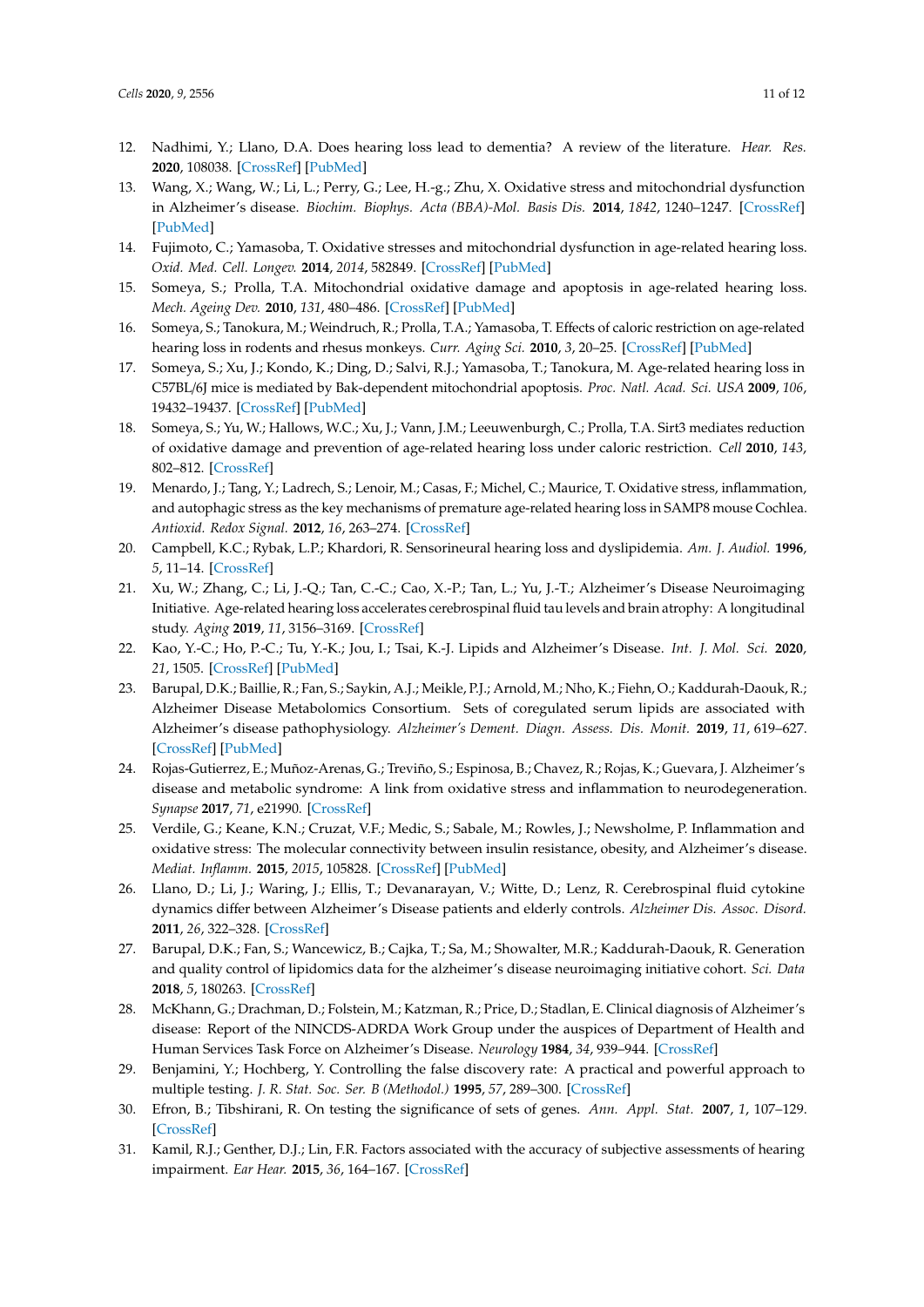12. Nadhimi, Y.; Llano, D.A. Does hearing loss lead to dementia? A review of the literature. *Hear. Res.* **2020**, 108038. [CrossRef] [PubMed]
13. Wang, X.; Wang, W.; Li, L.; Perry, G.; Lee, H.-g.; Zhu, X. Oxidative stress and mitochondrial dysfunction in Alzheimer's disease. *Biochim. Biophys. Acta (BBA)-Mol. Basis Dis.* **2014**, *1842*, 1240–1247. [CrossRef] [PubMed]
14. Fujimoto, C.; Yamasoba, T. Oxidative stresses and mitochondrial dysfunction in age-related hearing loss. *Oxid. Med. Cell. Longev.* **2014**, *2014*, 582849. [CrossRef] [PubMed]
15. Someya, S.; Prolla, T.A. Mitochondrial oxidative damage and apoptosis in age-related hearing loss. *Mech. Ageing Dev.* **2010**, *131*, 480–486. [CrossRef] [PubMed]
16. Someya, S.; Tanokura, M.; Weindruch, R.; Prolla, T.A.; Yamasoba, T. Effects of caloric restriction on age-related hearing loss in rodents and rhesus monkeys. *Curr. Aging Sci.* **2010**, *3*, 20–25. [CrossRef] [PubMed]
17. Someya, S.; Xu, J.; Kondo, K.; Ding, D.; Salvi, R.J.; Yamasoba, T.; Tanokura, M. Age-related hearing loss in C57BL/6J mice is mediated by Bak-dependent mitochondrial apoptosis. *Proc. Natl. Acad. Sci. USA* **2009**, *106*, 19432–19437. [CrossRef] [PubMed]
18. Someya, S.; Yu, W.; Hallows, W.C.; Xu, J.; Vann, J.M.; Leeuwenburgh, C.; Prolla, T.A. Sirt3 mediates reduction of oxidative damage and prevention of age-related hearing loss under caloric restriction. *Cell* **2010**, *143*, 802–812. [CrossRef]
19. Menardo, J.; Tang, Y.; Ladrech, S.; Lenoir, M.; Casas, F.; Michel, C.; Maurice, T. Oxidative stress, inflammation, and autophagic stress as the key mechanisms of premature age-related hearing loss in SAMP8 mouse Cochlea. *Antioxid. Redox Signal.* **2012**, *16*, 263–274. [CrossRef]
20. Campbell, K.C.; Rybak, L.P.; Khardori, R. Sensorineural hearing loss and dyslipidemia. *Am. J. Audiol.* **1996**, *5*, 11–14. [CrossRef]
21. Xu, W.; Zhang, C.; Li, J.-Q.; Tan, C.-C.; Cao, X.-P.; Tan, L.; Yu, J.-T.; Alzheimer's Disease Neuroimaging Initiative. Age-related hearing loss accelerates cerebrospinal fluid tau levels and brain atrophy: A longitudinal study. *Aging* **2019**, *11*, 3156–3169. [CrossRef]
22. Kao, Y.-C.; Ho, P.-C.; Tu, Y.-K.; Jou, I.; Tsai, K.-J. Lipids and Alzheimer's Disease. *Int. J. Mol. Sci.* **2020**, *21*, 1505. [CrossRef] [PubMed]
23. Barupal, D.K.; Baillie, R.; Fan, S.; Saykin, A.J.; Meikle, P.J.; Arnold, M.; Nho, K.; Fiehn, O.; Kaddurah-Daouk, R.; Alzheimer Disease Metabolomics Consortium. Sets of coregulated serum lipids are associated with Alzheimer's disease pathophysiology. *Alzheimer's Dement. Diagn. Assess. Dis. Monit.* **2019**, *11*, 619–627. [CrossRef] [PubMed]
24. Rojas-Gutierrez, E.; Muñoz-Arenas, G.; Treviño, S.; Espinosa, B.; Chavez, R.; Rojas, K.; Guevara, J. Alzheimer's disease and metabolic syndrome: A link from oxidative stress and inflammation to neurodegeneration. *Synapse* **2017**, *71*, e21990. [CrossRef]
25. Verdile, G.; Keane, K.N.; Cruzat, V.F.; Medic, S.; Sabale, M.; Rowles, J.; Newsholme, P. Inflammation and oxidative stress: The molecular connectivity between insulin resistance, obesity, and Alzheimer's disease. *Mediat. Inflamm.* **2015**, *2015*, 105828. [CrossRef] [PubMed]
26. Llano, D.; Li, J.; Waring, J.; Ellis, T.; Devanarayan, V.; Witte, D.; Lenz, R. Cerebrospinal fluid cytokine dynamics differ between Alzheimer's Disease patients and elderly controls. *Alzheimer Dis. Assoc. Disord.* **2011**, *26*, 322–328. [CrossRef]
27. Barupal, D.K.; Fan, S.; Wancewicz, B.; Cajka, T.; Sa, M.; Showalter, M.R.; Kaddurah-Daouk, R. Generation and quality control of lipidomics data for the alzheimer's disease neuroimaging initiative cohort. *Sci. Data* **2018**, *5*, 180263. [CrossRef]
28. McKhann, G.; Drachman, D.; Folstein, M.; Katzman, R.; Price, D.; Stadlan, E. Clinical diagnosis of Alzheimer's disease: Report of the NINCDS-ADRDA Work Group under the auspices of Department of Health and Human Services Task Force on Alzheimer's Disease. *Neurology* **1984**, *34*, 939–944. [CrossRef]
29. Benjamini, Y.; Hochberg, Y. Controlling the false discovery rate: A practical and powerful approach to multiple testing. *J. R. Stat. Soc. Ser. B (Methodol.)* **1995**, *57*, 289–300. [CrossRef]
30. Efron, B.; Tibshirani, R. On testing the significance of sets of genes. *Ann. Appl. Stat.* **2007**, *1*, 107–129. [CrossRef]
31. Kamil, R.J.; Genther, D.J.; Lin, F.R. Factors associated with the accuracy of subjective assessments of hearing impairment. *Ear Hear.* **2015**, *36*, 164–167. [CrossRef]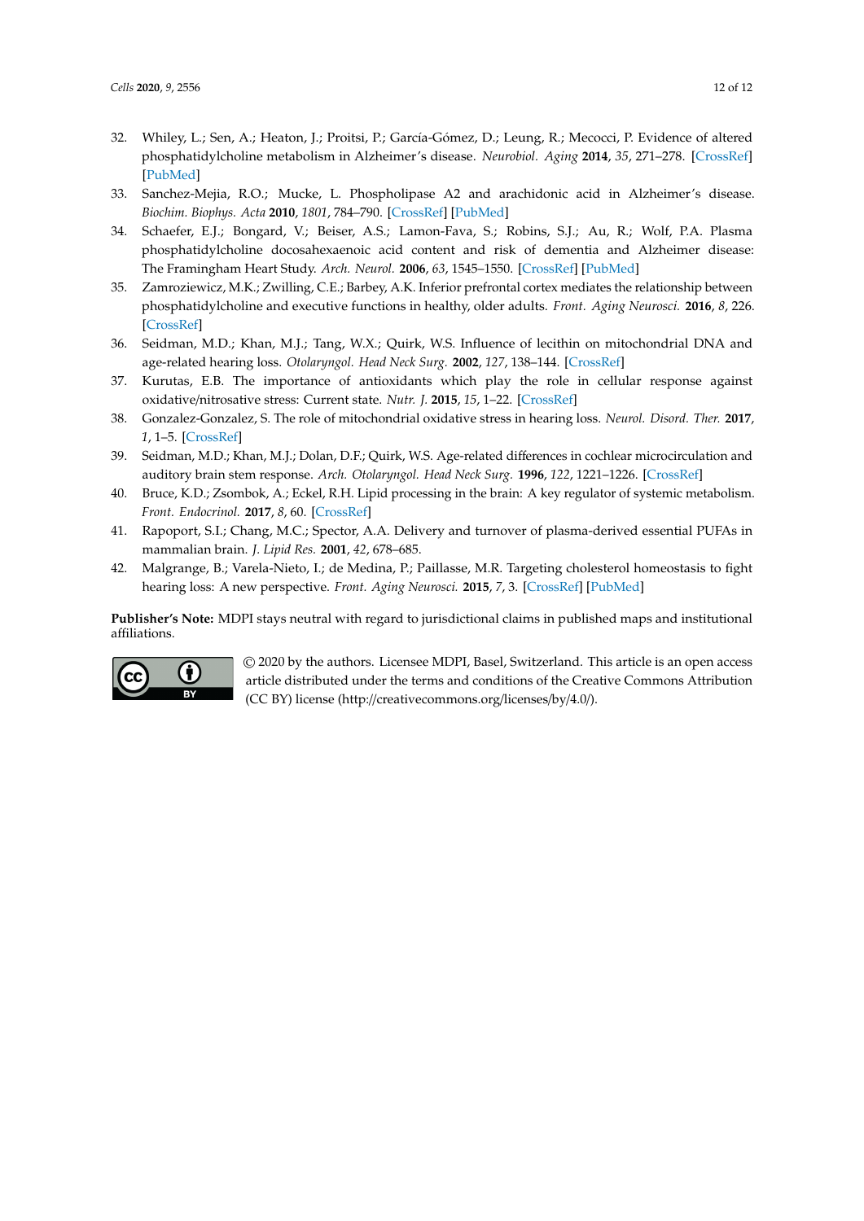32. Whiley, L.; Sen, A.; Heaton, J.; Proitsi, P.; García-Gómez, D.; Leung, R.; Mecocci, P. Evidence of altered phosphatidylcholine metabolism in Alzheimer's disease. *Neurobiol. Aging* **2014**, *35*, 271–278. [CrossRef] [PubMed]
33. Sanchez-Mejia, R.O.; Mucke, L. Phospholipase A2 and arachidonic acid in Alzheimer's disease. *Biochim. Biophys. Acta* **2010**, *1801*, 784–790. [CrossRef] [PubMed]
34. Schaefer, E.J.; Bongard, V.; Beiser, A.S.; Lamon-Fava, S.; Robins, S.J.; Au, R.; Wolf, P.A. Plasma phosphatidylcholine docosahexaenoic acid content and risk of dementia and Alzheimer disease: The Framingham Heart Study. *Arch. Neurol.* **2006**, *63*, 1545–1550. [CrossRef] [PubMed]
35. Zamroziewicz, M.K.; Zwilling, C.E.; Barbey, A.K. Inferior prefrontal cortex mediates the relationship between phosphatidylcholine and executive functions in healthy, older adults. *Front. Aging Neurosci.* **2016**, *8*, 226. [CrossRef]
36. Seidman, M.D.; Khan, M.J.; Tang, W.X.; Quirk, W.S. Influence of lecithin on mitochondrial DNA and age-related hearing loss. *Otolaryngol. Head Neck Surg.* **2002**, *127*, 138–144. [CrossRef]
37. Kurutas, E.B. The importance of antioxidants which play the role in cellular response against oxidative/nitrosative stress: Current state. *Nutr. J.* **2015**, *15*, 1–22. [CrossRef]
38. Gonzalez-Gonzalez, S. The role of mitochondrial oxidative stress in hearing loss. *Neurol. Disord. Ther.* **2017**, *1*, 1–5. [CrossRef]
39. Seidman, M.D.; Khan, M.J.; Dolan, D.F.; Quirk, W.S. Age-related differences in cochlear microcirculation and auditory brain stem response. *Arch. Otolaryngol. Head Neck Surg.* **1996**, *122*, 1221–1226. [CrossRef]
40. Bruce, K.D.; Zsombok, A.; Eckel, R.H. Lipid processing in the brain: A key regulator of systemic metabolism. *Front. Endocrinol.* **2017**, *8*, 60. [CrossRef]
41. Rapoport, S.I.; Chang, M.C.; Spector, A.A. Delivery and turnover of plasma-derived essential PUFAs in mammalian brain. *J. Lipid Res.* **2001**, *42*, 678–685.
42. Malgrange, B.; Varela-Nieto, I.; de Medina, P.; Paillasse, M.R. Targeting cholesterol homeostasis to fight hearing loss: A new perspective. *Front. Aging Neurosci.* **2015**, *7*, 3. [CrossRef] [PubMed]

**Publisher's Note:** MDPI stays neutral with regard to jurisdictional claims in published maps and institutional affiliations.

© 2020 by the authors. Licensee MDPI, Basel, Switzerland. This article is an open access article distributed under the terms and conditions of the Creative Commons Attribution (CC BY) license (http://creativecommons.org/licenses/by/4.0/).